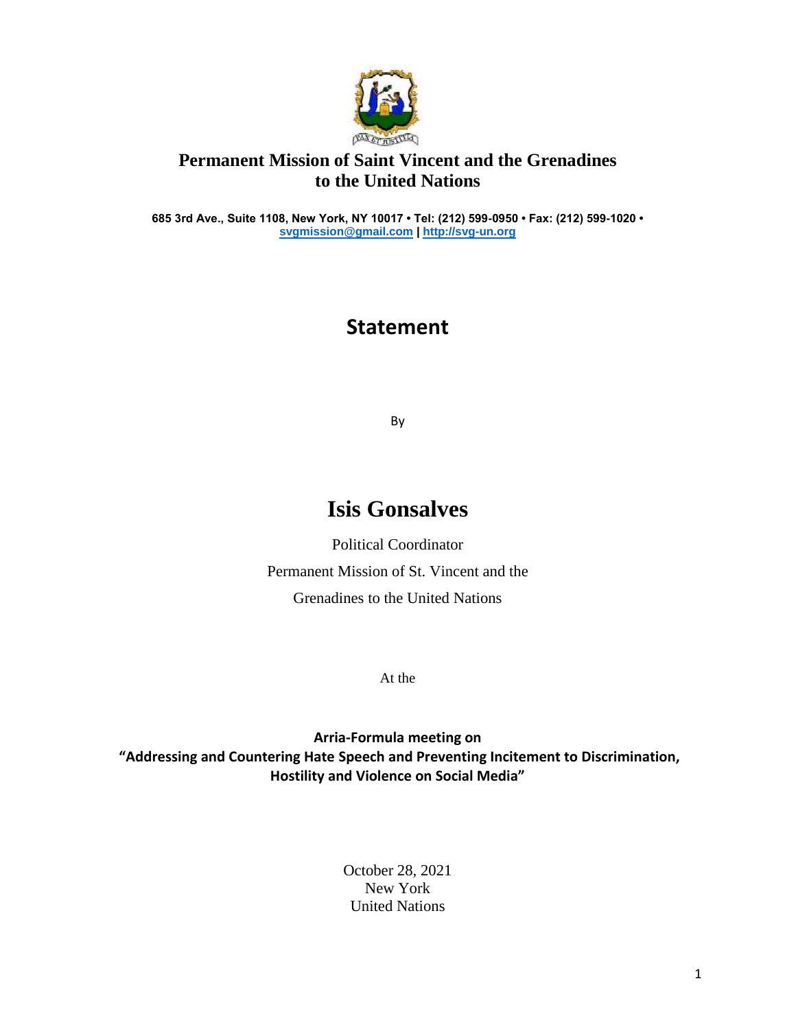**Permanent Mission of Saint Vincent and the Grenadines to the United Nations**

**685 3rd Ave., Suite 1108, New York, NY 10017 • Tel: (212) 599-0950 • Fax: (212) 599-1020 • [svgmission@gmail.com](mailto:svgmission@gmail.com) | [http://svg-un.org](http://svg-un.org)**

# Statement

By

# Isis Gonsalves

Political Coordinator

Permanent Mission of St. Vincent and the Grenadines to the United Nations

At the

**Arria-Formula meeting on "Addressing and Countering Hate Speech and Preventing Incitement to Discrimination, Hostility and Violence on Social Media"**

October 28, 2021
New York
United Nations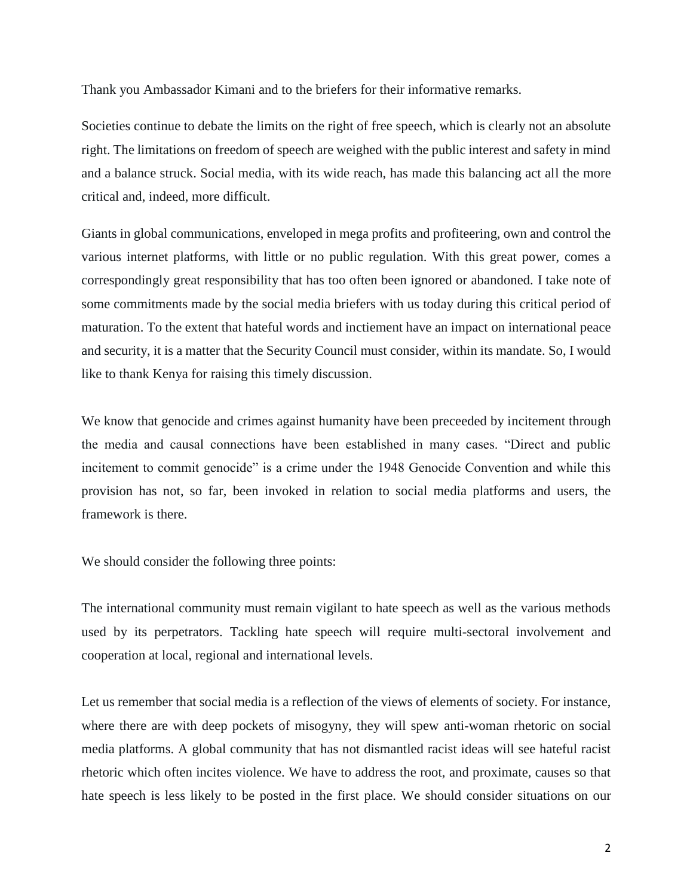Thank you Ambassador Kimani and to the briefers for their informative remarks.

Societies continue to debate the limits on the right of free speech, which is clearly not an absolute right. The limitations on freedom of speech are weighed with the public interest and safety in mind and a balance struck. Social media, with its wide reach, has made this balancing act all the more critical and, indeed, more difficult.

Giants in global communications, enveloped in mega profits and profiteering, own and control the various internet platforms, with little or no public regulation. With this great power, comes a correspondingly great responsibility that has too often been ignored or abandoned. I take note of some commitments made by the social media briefers with us today during this critical period of maturation. To the extent that hateful words and inctiement have an impact on international peace and security, it is a matter that the Security Council must consider, within its mandate. So, I would like to thank Kenya for raising this timely discussion.

We know that genocide and crimes against humanity have been preceeded by incitement through the media and causal connections have been established in many cases. "Direct and public incitement to commit genocide" is a crime under the 1948 Genocide Convention and while this provision has not, so far, been invoked in relation to social media platforms and users, the framework is there.

We should consider the following three points:

The international community must remain vigilant to hate speech as well as the various methods used by its perpetrators. Tackling hate speech will require multi-sectoral involvement and cooperation at local, regional and international levels.

Let us remember that social media is a reflection of the views of elements of society. For instance, where there are with deep pockets of misogyny, they will spew anti-woman rhetoric on social media platforms. A global community that has not dismantled racist ideas will see hateful racist rhetoric which often incites violence. We have to address the root, and proximate, causes so that hate speech is less likely to be posted in the first place. We should consider situations on our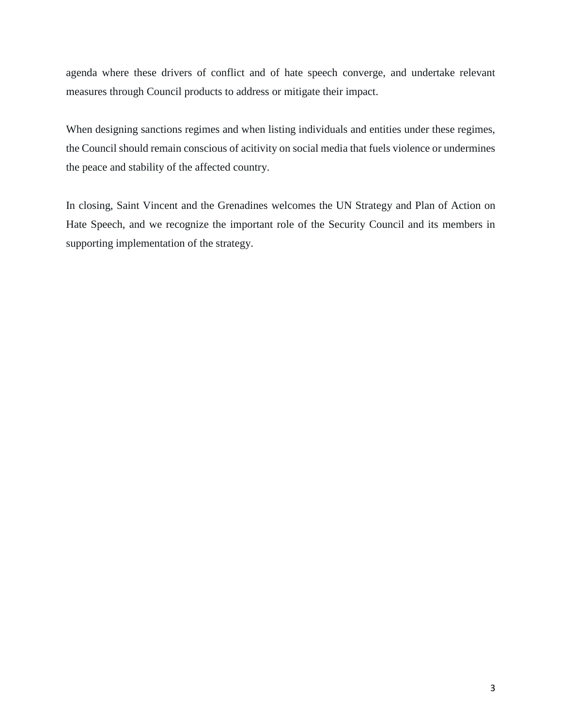agenda where these drivers of conflict and of hate speech converge, and undertake relevant measures through Council products to address or mitigate their impact.

When designing sanctions regimes and when listing individuals and entities under these regimes, the Council should remain conscious of acitivity on social media that fuels violence or undermines the peace and stability of the affected country.

In closing, Saint Vincent and the Grenadines welcomes the UN Strategy and Plan of Action on Hate Speech, and we recognize the important role of the Security Council and its members in supporting implementation of the strategy.